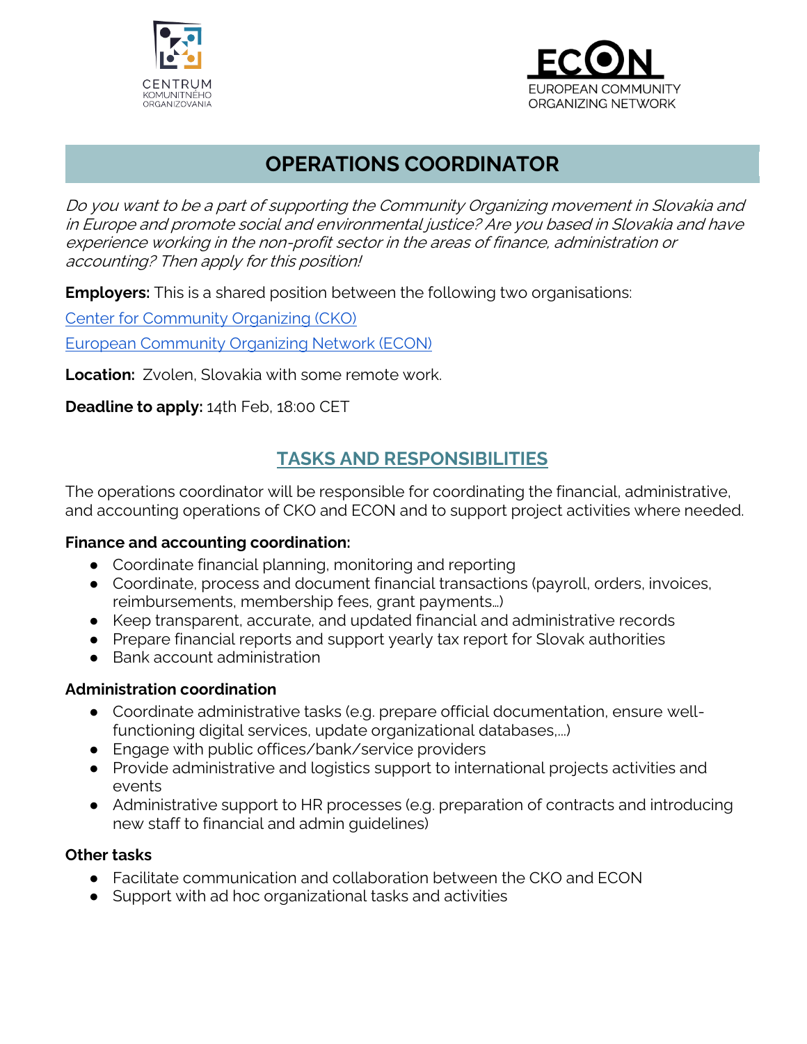# OPERATIONS COORDINATOR

*Do you want to be a part of supporting the Community Organizing movement in Slovakia and in Europe and promote social and environmental justice? Are you based in Slovakia and have experience working in the non-profit sector in the areas of finance, administration or accounting? Then apply for this position!*

**Employers:** This is a shared position between the following two organisations:

Center for Community Organizing (CKO)

European Community Organizing Network (ECON)

**Location:** Zvolen, Slovakia with some remote work.

**Deadline to apply:** 14th Feb, 18:00 CET

## TASKS AND RESPONSIBILITIES

The operations coordinator will be responsible for coordinating the financial, administrative, and accounting operations of CKO and ECON and to support project activities where needed.

**Finance and accounting coordination:**

- Coordinate financial planning, monitoring and reporting
- Coordinate, process and document financial transactions (payroll, orders, invoices, reimbursements, membership fees, grant payments…)
- Keep transparent, accurate, and updated financial and administrative records
- Prepare financial reports and support yearly tax report for Slovak authorities
- Bank account administration

**Administration coordination**

- Coordinate administrative tasks (e.g. prepare official documentation, ensure well-functioning digital services, update organizational databases,…)
- Engage with public offices/bank/service providers
- Provide administrative and logistics support to international projects activities and events
- Administrative support to HR processes (e.g. preparation of contracts and introducing new staff to financial and admin guidelines)

**Other tasks**

- Facilitate communication and collaboration between the CKO and ECON
- Support with ad hoc organizational tasks and activities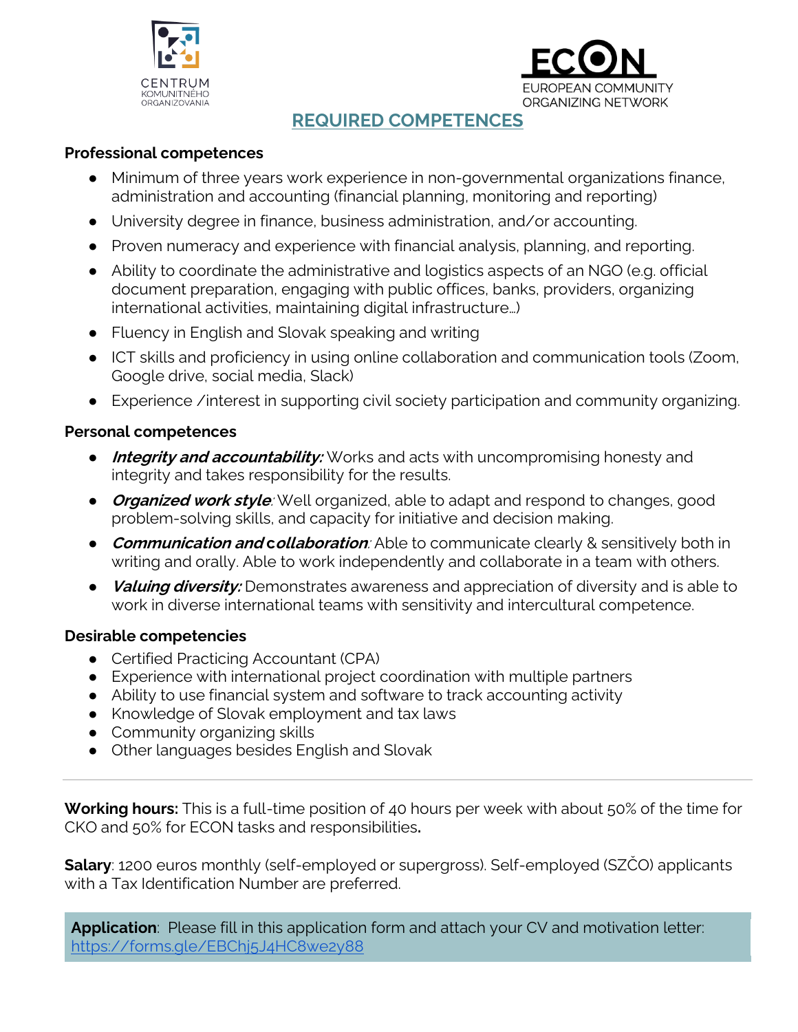CENTRUM KOMUNITNÉHO ORGANIZOVANIA

ECON EUROPEAN COMMUNITY ORGANIZING NETWORK

## REQUIRED COMPETENCES

### Professional competences

- Minimum of three years work experience in non-governmental organizations finance, administration and accounting (financial planning, monitoring and reporting)
- University degree in finance, business administration, and/or accounting.
- Proven numeracy and experience with financial analysis, planning, and reporting.
- Ability to coordinate the administrative and logistics aspects of an NGO (e.g. official document preparation, engaging with public offices, banks, providers, organizing international activities, maintaining digital infrastructure…)
- Fluency in English and Slovak speaking and writing
- ICT skills and proficiency in using online collaboration and communication tools (Zoom, Google drive, social media, Slack)
- Experience /interest in supporting civil society participation and community organizing.

### Personal competences

- ***Integrity and accountability:*** Works and acts with uncompromising honesty and integrity and takes responsibility for the results.
- ***Organized work style***: Well organized, able to adapt and respond to changes, good problem-solving skills, and capacity for initiative and decision making.
- ***Communication and collaboration***: Able to communicate clearly & sensitively both in writing and orally. Able to work independently and collaborate in a team with others.
- ***Valuing diversity:*** Demonstrates awareness and appreciation of diversity and is able to work in diverse international teams with sensitivity and intercultural competence.

### Desirable competencies

- Certified Practicing Accountant (CPA)
- Experience with international project coordination with multiple partners
- Ability to use financial system and software to track accounting activity
- Knowledge of Slovak employment and tax laws
- Community organizing skills
- Other languages besides English and Slovak

---

**Working hours:** This is a full-time position of 40 hours per week with about 50% of the time for CKO and 50% for ECON tasks and responsibilities**.**

**Salary**: 1200 euros monthly (self-employed or supergross). Self-employed (SZČO) applicants with a Tax Identification Number are preferred.

**Application**: Please fill in this application form and attach your CV and motivation letter: https://forms.gle/EBChj5J4HC8we2y88